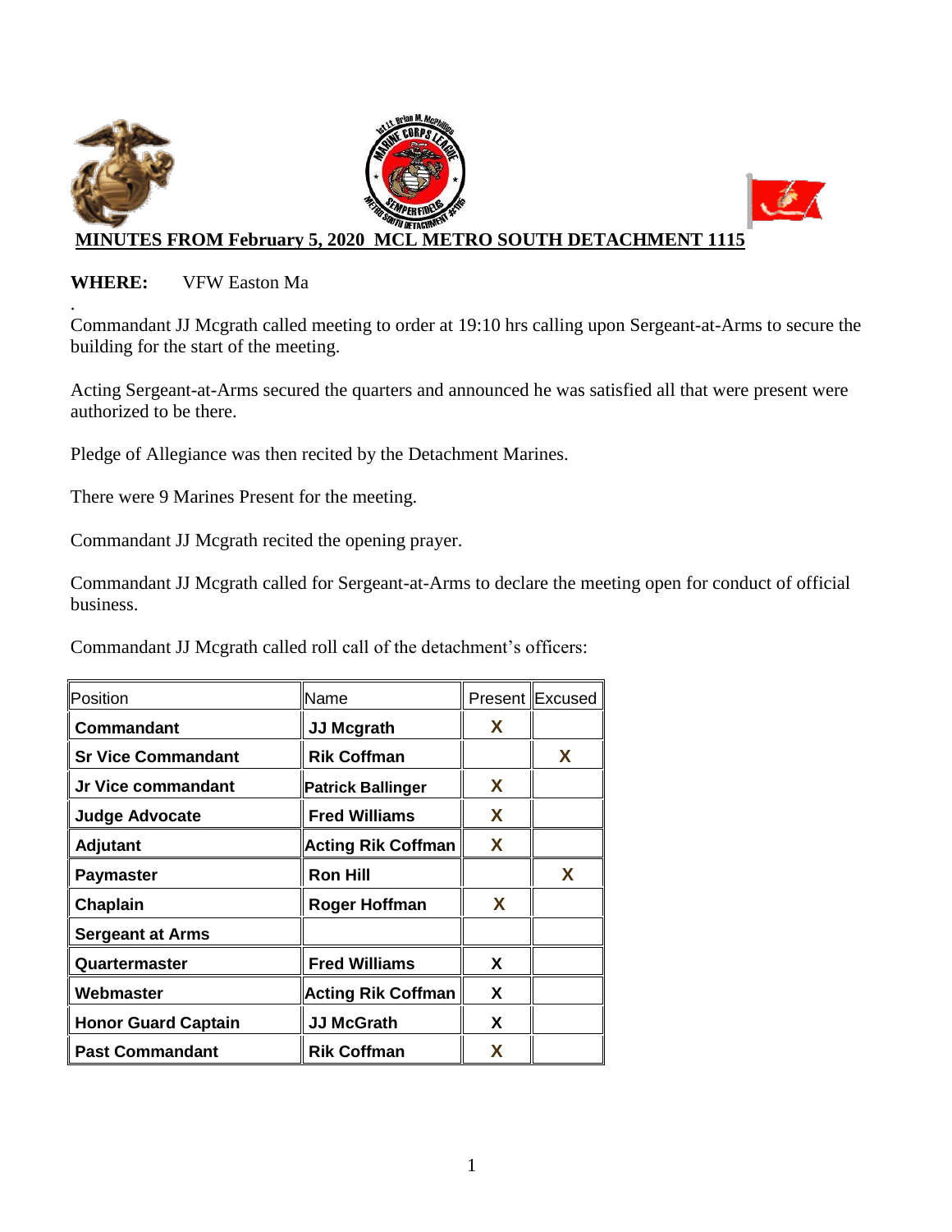## MINUTES FROM February 5, 2020 MCL METRO SOUTH DETACHMENT 1115

**WHERE:** VFW Easton Ma

.

Commandant JJ Mcgrath called meeting to order at 19:10 hrs calling upon Sergeant-at-Arms to secure the building for the start of the meeting.

Acting Sergeant-at-Arms secured the quarters and announced he was satisfied all that were present were authorized to be there.

Pledge of Allegiance was then recited by the Detachment Marines.

There were 9 Marines Present for the meeting.

Commandant JJ Mcgrath recited the opening prayer.

Commandant JJ Mcgrath called for Sergeant-at-Arms to declare the meeting open for conduct of official business.

Commandant JJ Mcgrath called roll call of the detachment's officers:

| Position | Name | Present | Excused |
|---|---|---|---|
| **Commandant** | **JJ Mcgrath** | **X** | |
| **Sr Vice Commandant** | **Rik Coffman** | | **X** |
| **Jr Vice commandant** | **Patrick Ballinger** | **X** | |
| **Judge Advocate** | **Fred Williams** | **X** | |
| **Adjutant** | **Acting Rik Coffman** | **X** | |
| **Paymaster** | **Ron Hill** | | **X** |
| **Chaplain** | **Roger Hoffman** | **X** | |
| **Sergeant at Arms** | | | |
| **Quartermaster** | **Fred Williams** | **X** | |
| **Webmaster** | **Acting Rik Coffman** | **X** | |
| **Honor Guard Captain** | **JJ McGrath** | **X** | |
| **Past Commandant** | **Rik Coffman** | **X** | |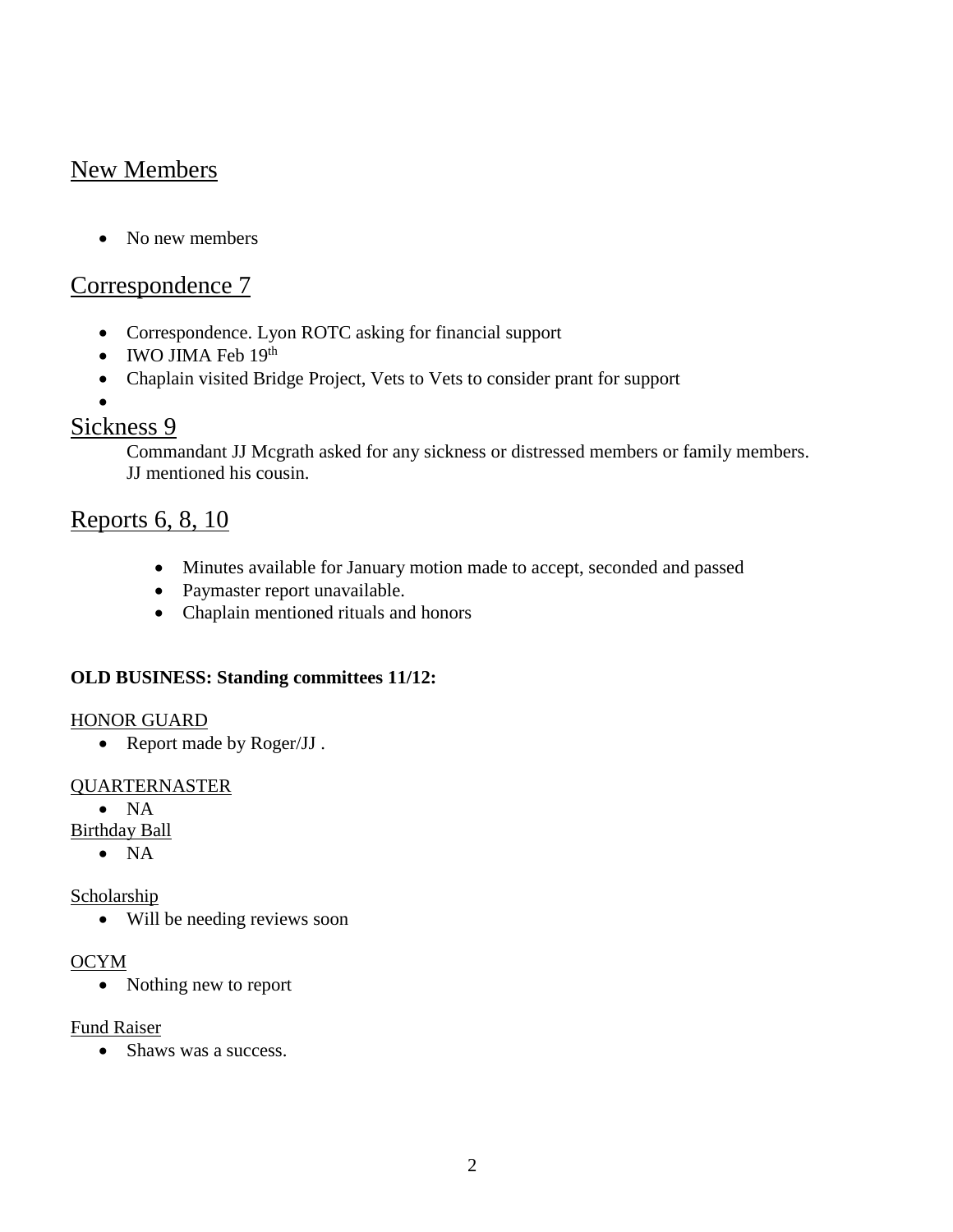## New Members

- No new members

## Correspondence 7

- Correspondence. Lyon ROTC asking for financial support
- IWO JIMA Feb 19th
- Chaplain visited Bridge Project, Vets to Vets to consider prant for support
-

## Sickness 9

Commandant JJ Mcgrath asked for any sickness or distressed members or family members. JJ mentioned his cousin.

## Reports 6, 8, 10

- Minutes available for January motion made to accept, seconded and passed
- Paymaster report unavailable.
- Chaplain mentioned rituals and honors

**OLD BUSINESS: Standing committees 11/12:**

HONOR GUARD

- Report made by Roger/JJ .

QUARTERNASTER

- NA

Birthday Ball

- NA

Scholarship

- Will be needing reviews soon

OCYM

- Nothing new to report

Fund Raiser

- Shaws was a success.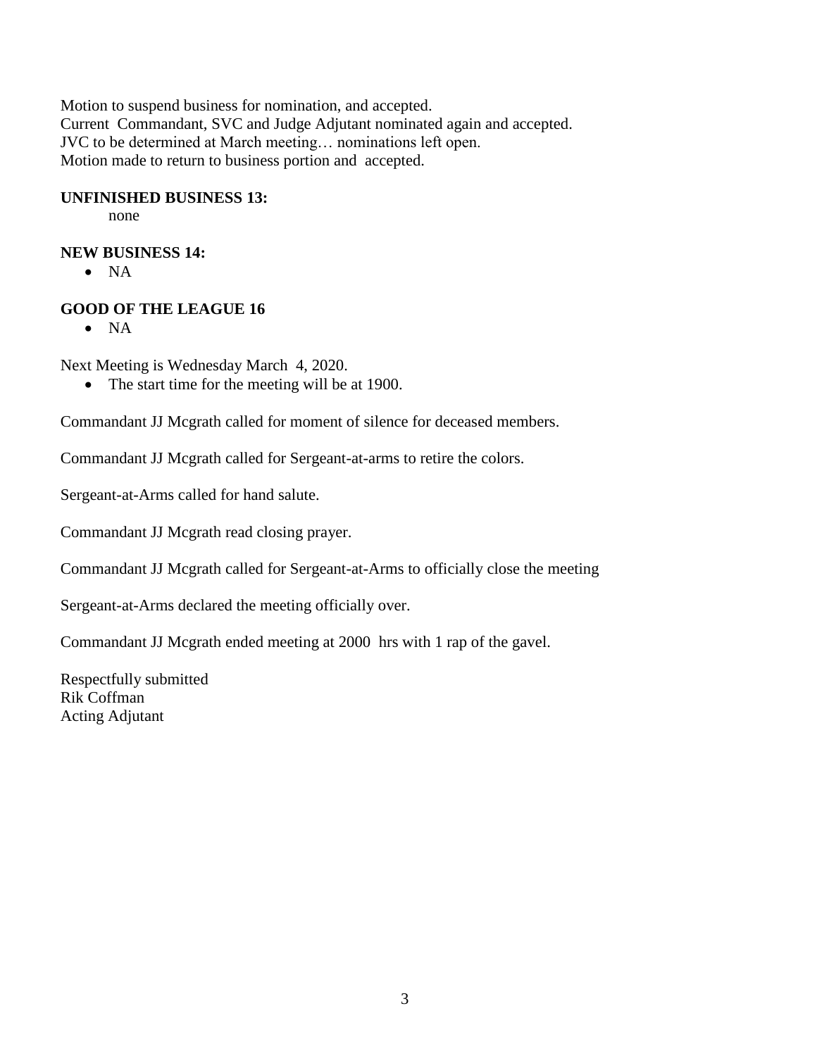Motion to suspend business for nomination, and accepted.
Current Commandant, SVC and Judge Adjutant nominated again and accepted.
JVC to be determined at March meeting… nominations left open.
Motion made to return to business portion and accepted.

**UNFINISHED BUSINESS 13:**

none

**NEW BUSINESS 14:**

- NA

**GOOD OF THE LEAGUE 16**

- NA

Next Meeting is Wednesday March 4, 2020.

- The start time for the meeting will be at 1900.

Commandant JJ Mcgrath called for moment of silence for deceased members.

Commandant JJ Mcgrath called for Sergeant-at-arms to retire the colors.

Sergeant-at-Arms called for hand salute.

Commandant JJ Mcgrath read closing prayer.

Commandant JJ Mcgrath called for Sergeant-at-Arms to officially close the meeting

Sergeant-at-Arms declared the meeting officially over.

Commandant JJ Mcgrath ended meeting at 2000 hrs with 1 rap of the gavel.

Respectfully submitted
Rik Coffman
Acting Adjutant